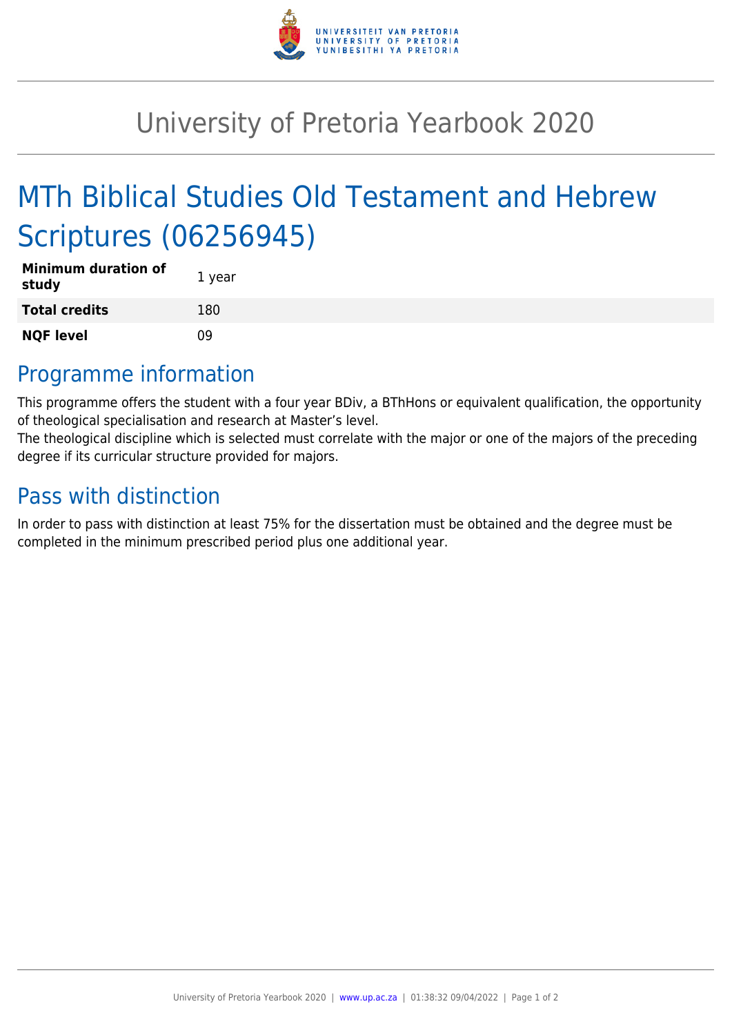# University of Pretoria Yearbook 2020

## MTh Biblical Studies Old Testament and Hebrew Scriptures (06256945)

| | |
|---|---|
| **Minimum duration of study** | 1 year |
| **Total credits** | 180 |
| **NQF level** | 09 |

## Programme information

This programme offers the student with a four year BDiv, a BThHons or equivalent qualification, the opportunity of theological specialisation and research at Master's level.
The theological discipline which is selected must correlate with the major or one of the majors of the preceding degree if its curricular structure provided for majors.

## Pass with distinction

In order to pass with distinction at least 75% for the dissertation must be obtained and the degree must be completed in the minimum prescribed period plus one additional year.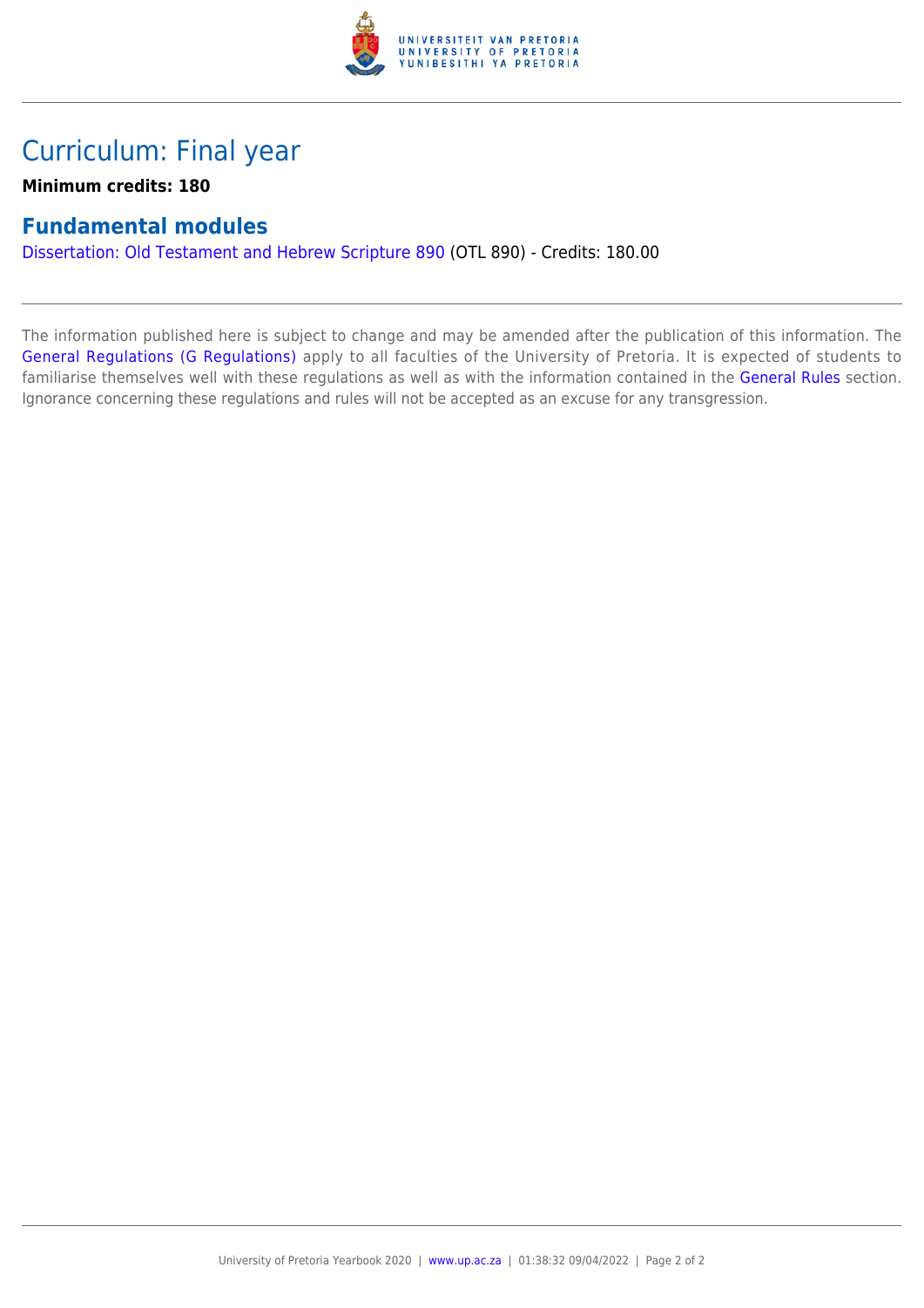# Curriculum: Final year

**Minimum credits: 180**

## Fundamental modules

Dissertation: Old Testament and Hebrew Scripture 890 (OTL 890) - Credits: 180.00

The information published here is subject to change and may be amended after the publication of this information. The General Regulations (G Regulations) apply to all faculties of the University of Pretoria. It is expected of students to familiarise themselves well with these regulations as well as with the information contained in the General Rules section. Ignorance concerning these regulations and rules will not be accepted as an excuse for any transgression.